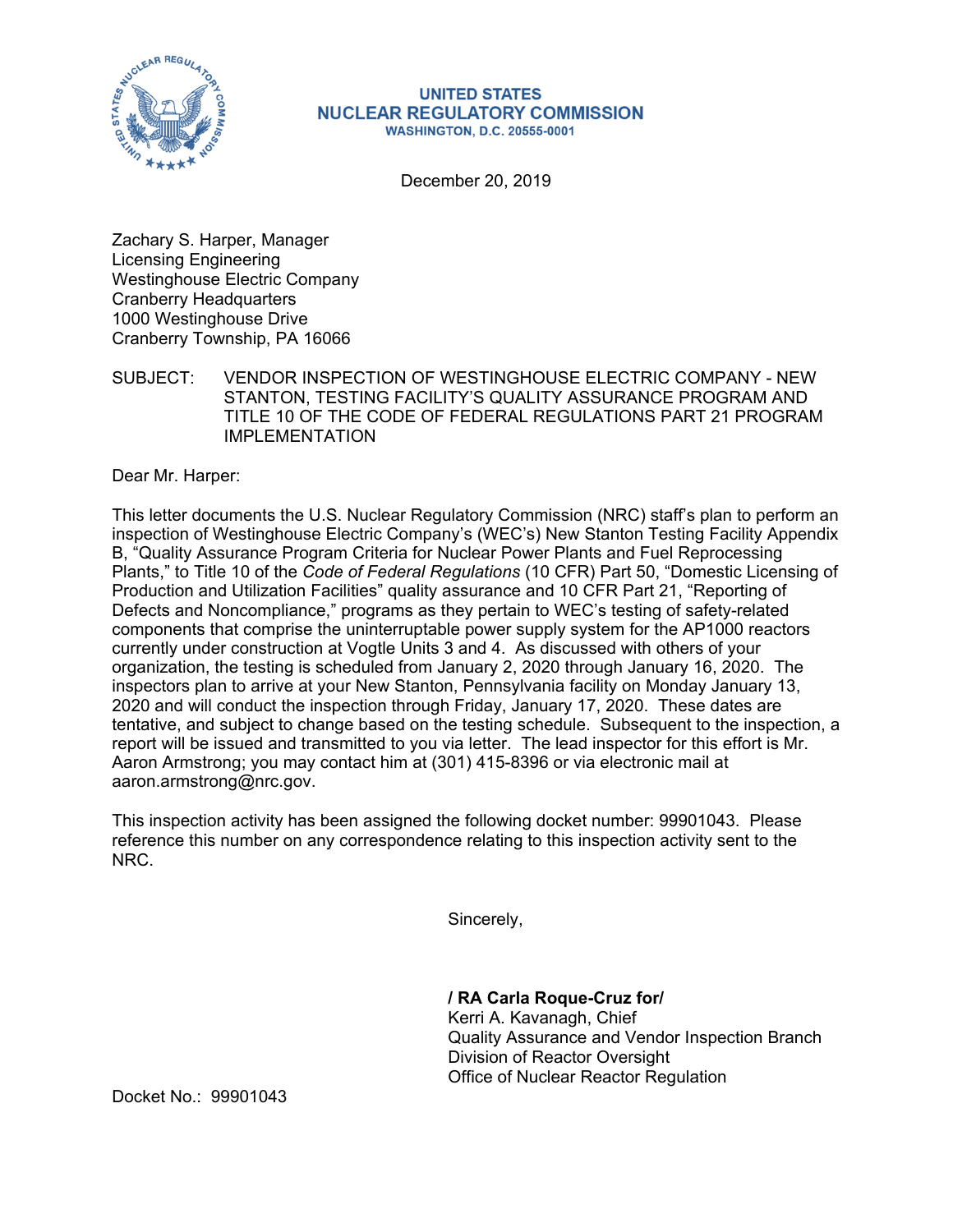**UNITED STATES**
**NUCLEAR REGULATORY COMMISSION**
**WASHINGTON, D.C. 20555-0001**

December 20, 2019

Zachary S. Harper, Manager
Licensing Engineering
Westinghouse Electric Company
Cranberry Headquarters
1000 Westinghouse Drive
Cranberry Township, PA 16066

SUBJECT: VENDOR INSPECTION OF WESTINGHOUSE ELECTRIC COMPANY - NEW STANTON, TESTING FACILITY'S QUALITY ASSURANCE PROGRAM AND TITLE 10 OF THE CODE OF FEDERAL REGULATIONS PART 21 PROGRAM IMPLEMENTATION

Dear Mr. Harper:

This letter documents the U.S. Nuclear Regulatory Commission (NRC) staff's plan to perform an inspection of Westinghouse Electric Company's (WEC's) New Stanton Testing Facility Appendix B, "Quality Assurance Program Criteria for Nuclear Power Plants and Fuel Reprocessing Plants," to Title 10 of the *Code of Federal Regulations* (10 CFR) Part 50, "Domestic Licensing of Production and Utilization Facilities" quality assurance and 10 CFR Part 21, "Reporting of Defects and Noncompliance," programs as they pertain to WEC's testing of safety-related components that comprise the uninterruptable power supply system for the AP1000 reactors currently under construction at Vogtle Units 3 and 4. As discussed with others of your organization, the testing is scheduled from January 2, 2020 through January 16, 2020. The inspectors plan to arrive at your New Stanton, Pennsylvania facility on Monday January 13, 2020 and will conduct the inspection through Friday, January 17, 2020. These dates are tentative, and subject to change based on the testing schedule. Subsequent to the inspection, a report will be issued and transmitted to you via letter. The lead inspector for this effort is Mr. Aaron Armstrong; you may contact him at (301) 415-8396 or via electronic mail at aaron.armstrong@nrc.gov.

This inspection activity has been assigned the following docket number: 99901043. Please reference this number on any correspondence relating to this inspection activity sent to the NRC.

Sincerely,

**/ RA Carla Roque-Cruz for/**
Kerri A. Kavanagh, Chief
Quality Assurance and Vendor Inspection Branch
Division of Reactor Oversight
Office of Nuclear Reactor Regulation

Docket No.: 99901043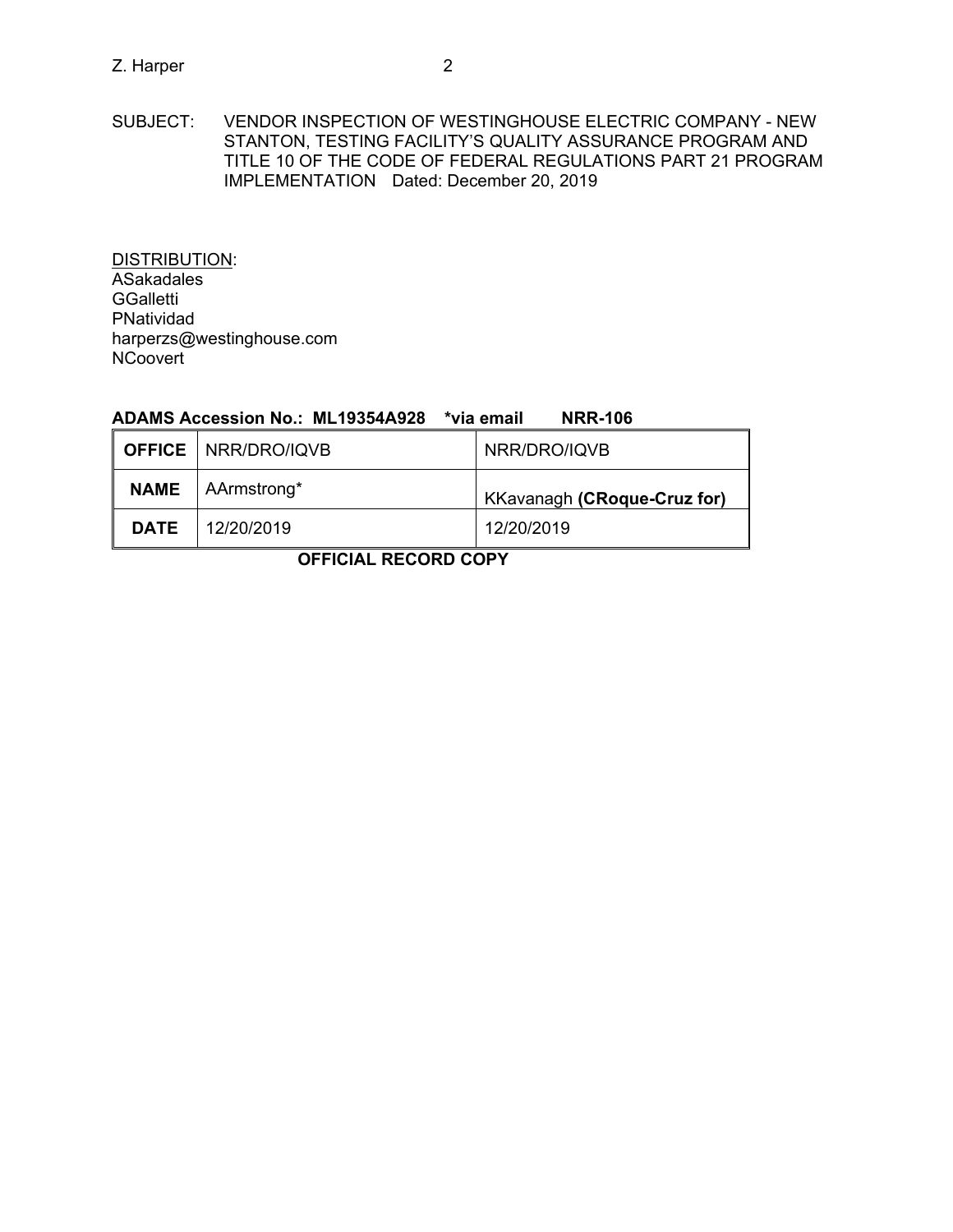SUBJECT: VENDOR INSPECTION OF WESTINGHOUSE ELECTRIC COMPANY - NEW STANTON, TESTING FACILITY'S QUALITY ASSURANCE PROGRAM AND TITLE 10 OF THE CODE OF FEDERAL REGULATIONS PART 21 PROGRAM IMPLEMENTATION Dated: December 20, 2019

DISTRIBUTION:
ASakadales
GGalletti
PNatividad
harperzs@westinghouse.com
NCoovert

**ADAMS Accession No.: ML19354A928 \*via email NRR-106**

| | | |
|---|---|---|
| **OFFICE** | NRR/DRO/IQVB | NRR/DRO/IQVB |
| **NAME** | AArmstrong* | KKavanagh **(CRoque-Cruz for)** |
| **DATE** | 12/20/2019 | 12/20/2019 |

**OFFICIAL RECORD COPY**